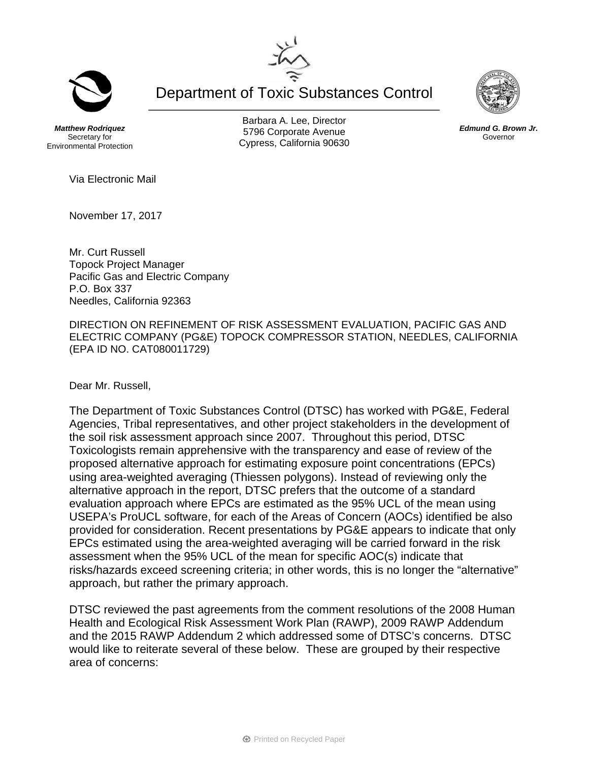# Department of Toxic Substances Control

***Matthew Rodriquez***
Secretary for
Environmental Protection

Barbara A. Lee, Director
5796 Corporate Avenue
Cypress, California 90630

***Edmund G. Brown Jr.***
Governor

Via Electronic Mail

November 17, 2017

Mr. Curt Russell
Topock Project Manager
Pacific Gas and Electric Company
P.O. Box 337
Needles, California 92363

DIRECTION ON REFINEMENT OF RISK ASSESSMENT EVALUATION, PACIFIC GAS AND ELECTRIC COMPANY (PG&E) TOPOCK COMPRESSOR STATION, NEEDLES, CALIFORNIA (EPA ID NO. CAT080011729)

Dear Mr. Russell,

The Department of Toxic Substances Control (DTSC) has worked with PG&E, Federal Agencies, Tribal representatives, and other project stakeholders in the development of the soil risk assessment approach since 2007. Throughout this period, DTSC Toxicologists remain apprehensive with the transparency and ease of review of the proposed alternative approach for estimating exposure point concentrations (EPCs) using area-weighted averaging (Thiessen polygons). Instead of reviewing only the alternative approach in the report, DTSC prefers that the outcome of a standard evaluation approach where EPCs are estimated as the 95% UCL of the mean using USEPA's ProUCL software, for each of the Areas of Concern (AOCs) identified be also provided for consideration. Recent presentations by PG&E appears to indicate that only EPCs estimated using the area-weighted averaging will be carried forward in the risk assessment when the 95% UCL of the mean for specific AOC(s) indicate that risks/hazards exceed screening criteria; in other words, this is no longer the "alternative" approach, but rather the primary approach.

DTSC reviewed the past agreements from the comment resolutions of the 2008 Human Health and Ecological Risk Assessment Work Plan (RAWP), 2009 RAWP Addendum and the 2015 RAWP Addendum 2 which addressed some of DTSC's concerns. DTSC would like to reiterate several of these below. These are grouped by their respective area of concerns: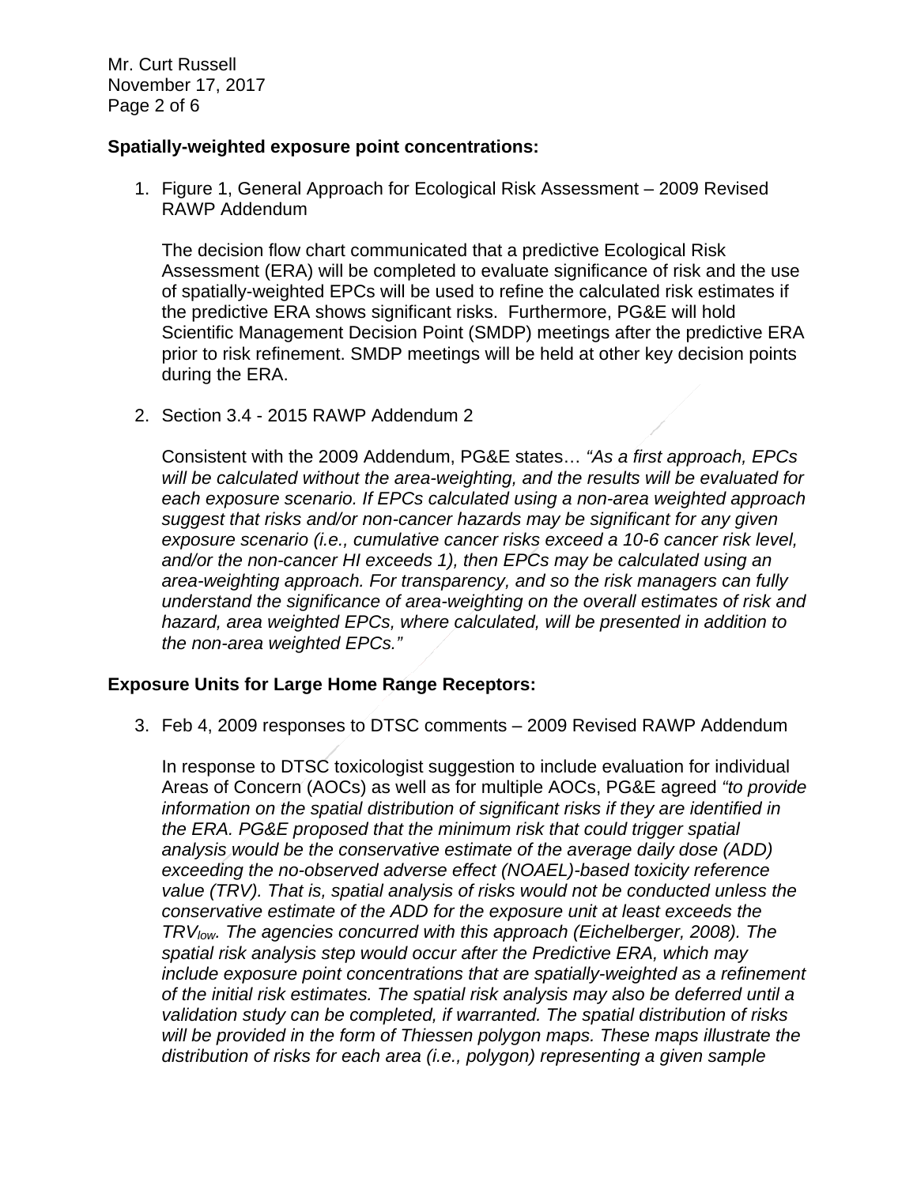**Spatially-weighted exposure point concentrations:**

1. Figure 1, General Approach for Ecological Risk Assessment – 2009 Revised RAWP Addendum

   The decision flow chart communicated that a predictive Ecological Risk Assessment (ERA) will be completed to evaluate significance of risk and the use of spatially-weighted EPCs will be used to refine the calculated risk estimates if the predictive ERA shows significant risks. Furthermore, PG&E will hold Scientific Management Decision Point (SMDP) meetings after the predictive ERA prior to risk refinement. SMDP meetings will be held at other key decision points during the ERA.

2. Section 3.4 - 2015 RAWP Addendum 2

   Consistent with the 2009 Addendum, PG&E states… *"As a first approach, EPCs will be calculated without the area-weighting, and the results will be evaluated for each exposure scenario. If EPCs calculated using a non-area weighted approach suggest that risks and/or non-cancer hazards may be significant for any given exposure scenario (i.e., cumulative cancer risks exceed a 10-6 cancer risk level, and/or the non-cancer HI exceeds 1), then EPCs may be calculated using an area-weighting approach. For transparency, and so the risk managers can fully understand the significance of area-weighting on the overall estimates of risk and hazard, area weighted EPCs, where calculated, will be presented in addition to the non-area weighted EPCs."*

**Exposure Units for Large Home Range Receptors:**

3. Feb 4, 2009 responses to DTSC comments – 2009 Revised RAWP Addendum

   In response to DTSC toxicologist suggestion to include evaluation for individual Areas of Concern (AOCs) as well as for multiple AOCs, PG&E agreed *"to provide information on the spatial distribution of significant risks if they are identified in the ERA. PG&E proposed that the minimum risk that could trigger spatial analysis would be the conservative estimate of the average daily dose (ADD) exceeding the no-observed adverse effect (NOAEL)-based toxicity reference value (TRV). That is, spatial analysis of risks would not be conducted unless the conservative estimate of the ADD for the exposure unit at least exceeds the $TRV_{low}$. The agencies concurred with this approach (Eichelberger, 2008). The spatial risk analysis step would occur after the Predictive ERA, which may include exposure point concentrations that are spatially-weighted as a refinement of the initial risk estimates. The spatial risk analysis may also be deferred until a validation study can be completed, if warranted. The spatial distribution of risks will be provided in the form of Thiessen polygon maps. These maps illustrate the distribution of risks for each area (i.e., polygon) representing a given sample*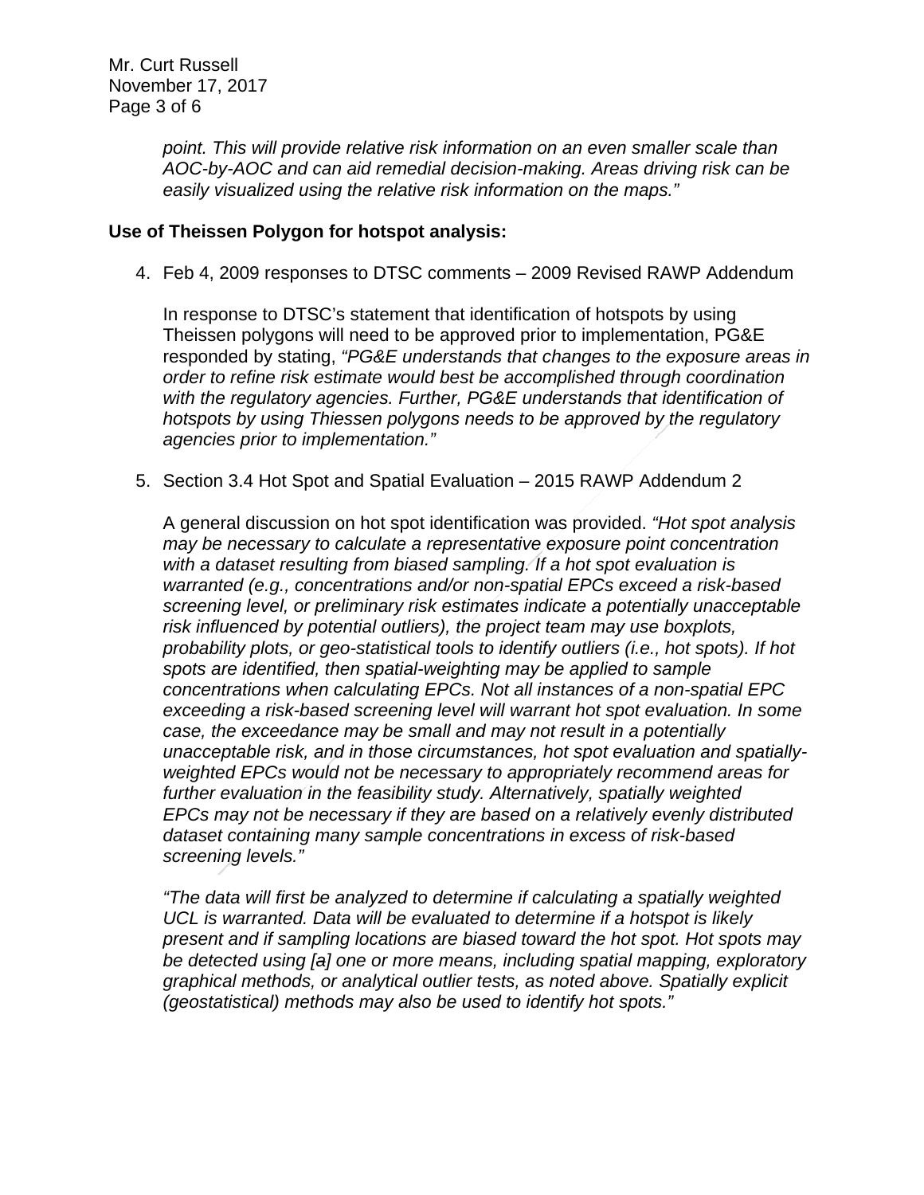*point. This will provide relative risk information on an even smaller scale than AOC-by-AOC and can aid remedial decision-making. Areas driving risk can be easily visualized using the relative risk information on the maps."*

**Use of Theissen Polygon for hotspot analysis:**

4. Feb 4, 2009 responses to DTSC comments – 2009 Revised RAWP Addendum

   In response to DTSC's statement that identification of hotspots by using Theissen polygons will need to be approved prior to implementation, PG&E responded by stating, *"PG&E understands that changes to the exposure areas in order to refine risk estimate would best be accomplished through coordination with the regulatory agencies. Further, PG&E understands that identification of hotspots by using Thiessen polygons needs to be approved by the regulatory agencies prior to implementation."*

5. Section 3.4 Hot Spot and Spatial Evaluation – 2015 RAWP Addendum 2

   A general discussion on hot spot identification was provided. *"Hot spot analysis may be necessary to calculate a representative exposure point concentration with a dataset resulting from biased sampling. If a hot spot evaluation is warranted (e.g., concentrations and/or non-spatial EPCs exceed a risk-based screening level, or preliminary risk estimates indicate a potentially unacceptable risk influenced by potential outliers), the project team may use boxplots, probability plots, or geo-statistical tools to identify outliers (i.e., hot spots). If hot spots are identified, then spatial-weighting may be applied to sample concentrations when calculating EPCs. Not all instances of a non-spatial EPC exceeding a risk-based screening level will warrant hot spot evaluation. In some case, the exceedance may be small and may not result in a potentially unacceptable risk, and in those circumstances, hot spot evaluation and spatially-weighted EPCs would not be necessary to appropriately recommend areas for further evaluation in the feasibility study. Alternatively, spatially weighted EPCs may not be necessary if they are based on a relatively evenly distributed dataset containing many sample concentrations in excess of risk-based screening levels."*

   *"The data will first be analyzed to determine if calculating a spatially weighted UCL is warranted. Data will be evaluated to determine if a hotspot is likely present and if sampling locations are biased toward the hot spot. Hot spots may be detected using [a] one or more means, including spatial mapping, exploratory graphical methods, or analytical outlier tests, as noted above. Spatially explicit (geostatistical) methods may also be used to identify hot spots."*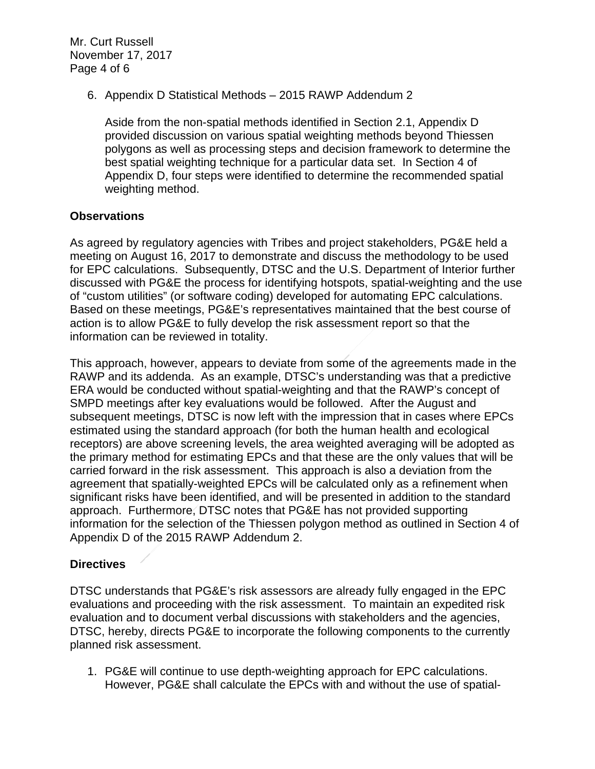6. Appendix D Statistical Methods – 2015 RAWP Addendum 2

   Aside from the non-spatial methods identified in Section 2.1, Appendix D provided discussion on various spatial weighting methods beyond Thiessen polygons as well as processing steps and decision framework to determine the best spatial weighting technique for a particular data set. In Section 4 of Appendix D, four steps were identified to determine the recommended spatial weighting method.

**Observations**

As agreed by regulatory agencies with Tribes and project stakeholders, PG&E held a meeting on August 16, 2017 to demonstrate and discuss the methodology to be used for EPC calculations. Subsequently, DTSC and the U.S. Department of Interior further discussed with PG&E the process for identifying hotspots, spatial-weighting and the use of "custom utilities" (or software coding) developed for automating EPC calculations. Based on these meetings, PG&E's representatives maintained that the best course of action is to allow PG&E to fully develop the risk assessment report so that the information can be reviewed in totality.

This approach, however, appears to deviate from some of the agreements made in the RAWP and its addenda. As an example, DTSC's understanding was that a predictive ERA would be conducted without spatial-weighting and that the RAWP's concept of SMPD meetings after key evaluations would be followed. After the August and subsequent meetings, DTSC is now left with the impression that in cases where EPCs estimated using the standard approach (for both the human health and ecological receptors) are above screening levels, the area weighted averaging will be adopted as the primary method for estimating EPCs and that these are the only values that will be carried forward in the risk assessment. This approach is also a deviation from the agreement that spatially-weighted EPCs will be calculated only as a refinement when significant risks have been identified, and will be presented in addition to the standard approach. Furthermore, DTSC notes that PG&E has not provided supporting information for the selection of the Thiessen polygon method as outlined in Section 4 of Appendix D of the 2015 RAWP Addendum 2.

**Directives**

DTSC understands that PG&E's risk assessors are already fully engaged in the EPC evaluations and proceeding with the risk assessment. To maintain an expedited risk evaluation and to document verbal discussions with stakeholders and the agencies, DTSC, hereby, directs PG&E to incorporate the following components to the currently planned risk assessment.

1. PG&E will continue to use depth-weighting approach for EPC calculations. However, PG&E shall calculate the EPCs with and without the use of spatial-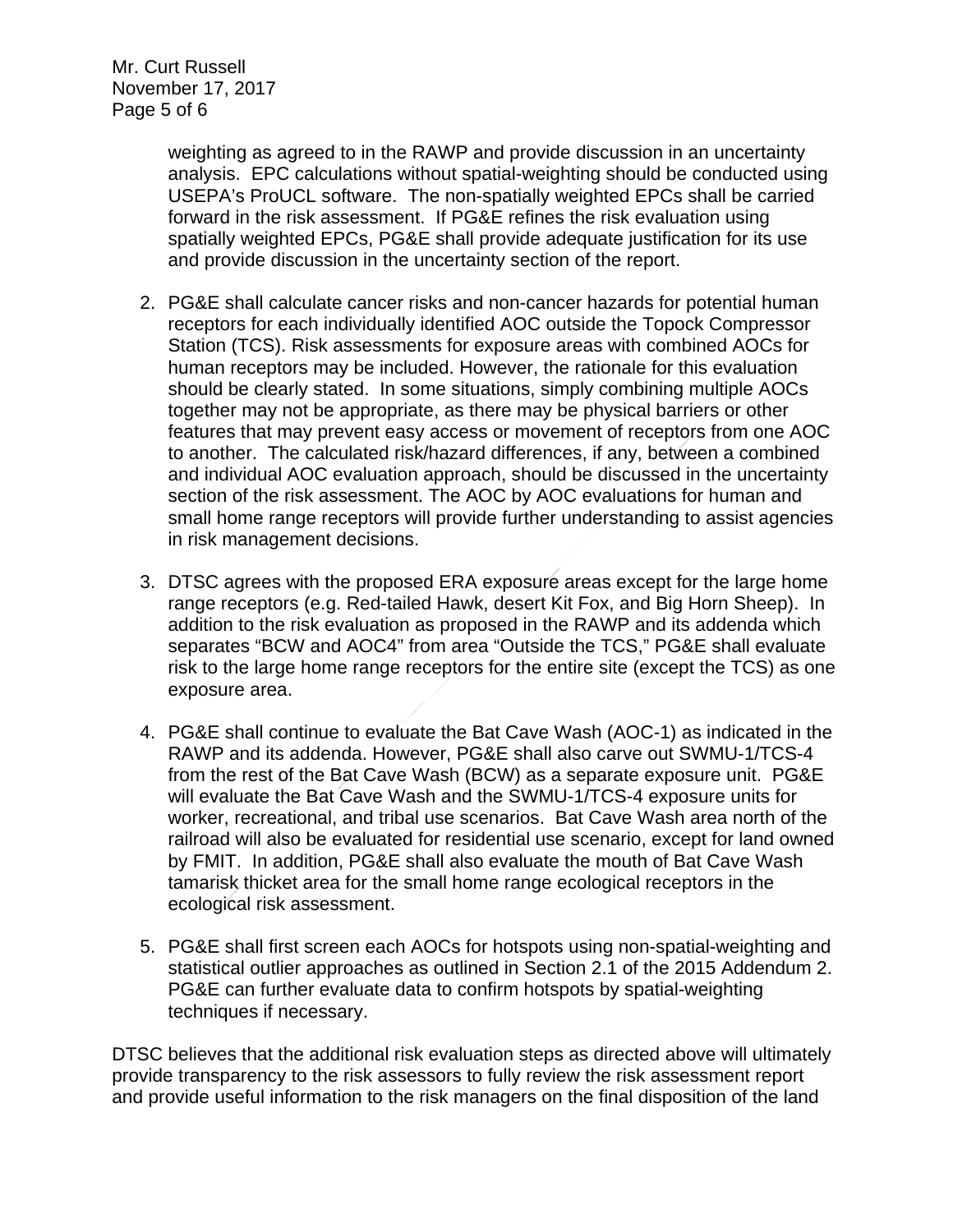weighting as agreed to in the RAWP and provide discussion in an uncertainty analysis. EPC calculations without spatial-weighting should be conducted using USEPA's ProUCL software. The non-spatially weighted EPCs shall be carried forward in the risk assessment. If PG&E refines the risk evaluation using spatially weighted EPCs, PG&E shall provide adequate justification for its use and provide discussion in the uncertainty section of the report.

2. PG&E shall calculate cancer risks and non-cancer hazards for potential human receptors for each individually identified AOC outside the Topock Compressor Station (TCS). Risk assessments for exposure areas with combined AOCs for human receptors may be included. However, the rationale for this evaluation should be clearly stated. In some situations, simply combining multiple AOCs together may not be appropriate, as there may be physical barriers or other features that may prevent easy access or movement of receptors from one AOC to another. The calculated risk/hazard differences, if any, between a combined and individual AOC evaluation approach, should be discussed in the uncertainty section of the risk assessment. The AOC by AOC evaluations for human and small home range receptors will provide further understanding to assist agencies in risk management decisions.

3. DTSC agrees with the proposed ERA exposure areas except for the large home range receptors (e.g. Red-tailed Hawk, desert Kit Fox, and Big Horn Sheep). In addition to the risk evaluation as proposed in the RAWP and its addenda which separates "BCW and AOC4" from area "Outside the TCS," PG&E shall evaluate risk to the large home range receptors for the entire site (except the TCS) as one exposure area.

4. PG&E shall continue to evaluate the Bat Cave Wash (AOC-1) as indicated in the RAWP and its addenda. However, PG&E shall also carve out SWMU-1/TCS-4 from the rest of the Bat Cave Wash (BCW) as a separate exposure unit. PG&E will evaluate the Bat Cave Wash and the SWMU-1/TCS-4 exposure units for worker, recreational, and tribal use scenarios. Bat Cave Wash area north of the railroad will also be evaluated for residential use scenario, except for land owned by FMIT. In addition, PG&E shall also evaluate the mouth of Bat Cave Wash tamarisk thicket area for the small home range ecological receptors in the ecological risk assessment.

5. PG&E shall first screen each AOCs for hotspots using non-spatial-weighting and statistical outlier approaches as outlined in Section 2.1 of the 2015 Addendum 2. PG&E can further evaluate data to confirm hotspots by spatial-weighting techniques if necessary.

DTSC believes that the additional risk evaluation steps as directed above will ultimately provide transparency to the risk assessors to fully review the risk assessment report and provide useful information to the risk managers on the final disposition of the land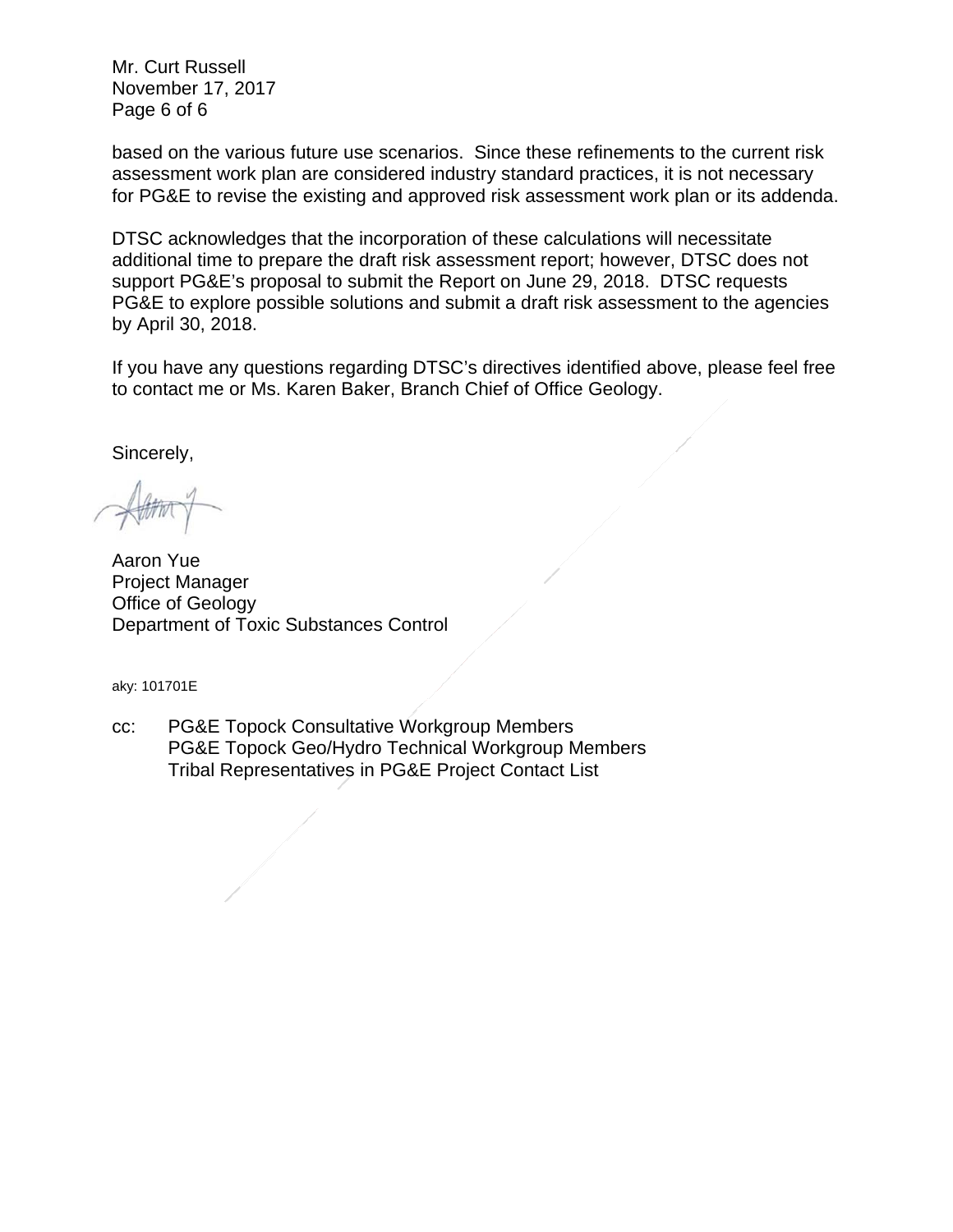based on the various future use scenarios. Since these refinements to the current risk assessment work plan are considered industry standard practices, it is not necessary for PG&E to revise the existing and approved risk assessment work plan or its addenda.

DTSC acknowledges that the incorporation of these calculations will necessitate additional time to prepare the draft risk assessment report; however, DTSC does not support PG&E's proposal to submit the Report on June 29, 2018. DTSC requests PG&E to explore possible solutions and submit a draft risk assessment to the agencies by April 30, 2018.

If you have any questions regarding DTSC's directives identified above, please feel free to contact me or Ms. Karen Baker, Branch Chief of Office Geology.

Sincerely,

Aaron Yue
Project Manager
Office of Geology
Department of Toxic Substances Control

aky: 101701E

cc: PG&E Topock Consultative Workgroup Members
PG&E Topock Geo/Hydro Technical Workgroup Members
Tribal Representatives in PG&E Project Contact List